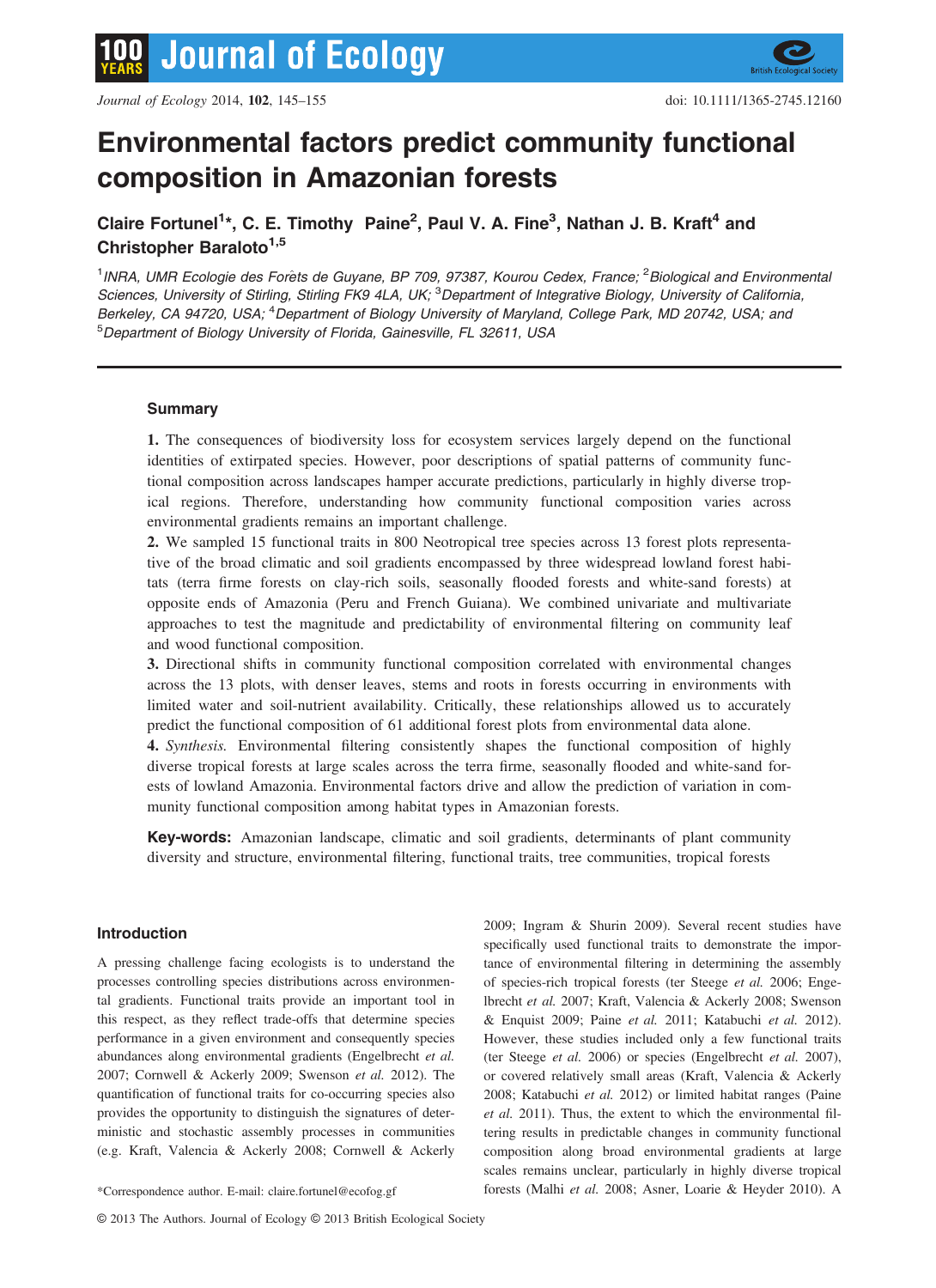# Environmental factors predict community functional composition in Amazonian forests

**Claire Fortunel[1]*, C. E. Timothy Paine[2], Paul V. A. Fine[3], Nathan J. B. Kraft[4] and Christopher Baraloto[1,5]**

[1]*INRA, UMR Ecologie des Forêts de Guyane, BP 709, 97387, Kourou Cedex, France;* [2]*Biological and Environmental Sciences, University of Stirling, Stirling FK9 4LA, UK;* [3]*Department of Integrative Biology, University of California, Berkeley, CA 94720, USA;* [4]*Department of Biology University of Maryland, College Park, MD 20742, USA; and* [5]*Department of Biology University of Florida, Gainesville, FL 32611, USA*

## Summary

**1.** The consequences of biodiversity loss for ecosystem services largely depend on the functional identities of extirpated species. However, poor descriptions of spatial patterns of community functional composition across landscapes hamper accurate predictions, particularly in highly diverse tropical regions. Therefore, understanding how community functional composition varies across environmental gradients remains an important challenge.

**2.** We sampled 15 functional traits in 800 Neotropical tree species across 13 forest plots representative of the broad climatic and soil gradients encompassed by three widespread lowland forest habitats (terra firme forests on clay-rich soils, seasonally flooded forests and white-sand forests) at opposite ends of Amazonia (Peru and French Guiana). We combined univariate and multivariate approaches to test the magnitude and predictability of environmental filtering on community leaf and wood functional composition.

**3.** Directional shifts in community functional composition correlated with environmental changes across the 13 plots, with denser leaves, stems and roots in forests occurring in environments with limited water and soil-nutrient availability. Critically, these relationships allowed us to accurately predict the functional composition of 61 additional forest plots from environmental data alone.

**4.** *Synthesis.* Environmental filtering consistently shapes the functional composition of highly diverse tropical forests at large scales across the terra firme, seasonally flooded and white-sand forests of lowland Amazonia. Environmental factors drive and allow the prediction of variation in community functional composition among habitat types in Amazonian forests.

**Key-words:** Amazonian landscape, climatic and soil gradients, determinants of plant community diversity and structure, environmental filtering, functional traits, tree communities, tropical forests

## Introduction

A pressing challenge facing ecologists is to understand the processes controlling species distributions across environmental gradients. Functional traits provide an important tool in this respect, as they reflect trade-offs that determine species performance in a given environment and consequently species abundances along environmental gradients (Engelbrecht *et al.* 2007; Cornwell & Ackerly 2009; Swenson *et al.* 2012). The quantification of functional traits for co-occurring species also provides the opportunity to distinguish the signatures of deterministic and stochastic assembly processes in communities (e.g. Kraft, Valencia & Ackerly 2008; Cornwell & Ackerly 2009; Ingram & Shurin 2009). Several recent studies have specifically used functional traits to demonstrate the importance of environmental filtering in determining the assembly of species-rich tropical forests (ter Steege *et al.* 2006; Engelbrecht *et al.* 2007; Kraft, Valencia & Ackerly 2008; Swenson & Enquist 2009; Paine *et al.* 2011; Katabuchi *et al.* 2012). However, these studies included only a few functional traits (ter Steege *et al.* 2006) or species (Engelbrecht *et al.* 2007), or covered relatively small areas (Kraft, Valencia & Ackerly 2008; Katabuchi *et al.* 2012) or limited habitat ranges (Paine *et al.* 2011). Thus, the extent to which the environmental filtering results in predictable changes in community functional composition along broad environmental gradients at large scales remains unclear, particularly in highly diverse tropical forests (Malhi *et al.* 2008; Asner, Loarie & Heyder 2010). A

*Correspondence author. E-mail: claire.fortunel@ecofog.gf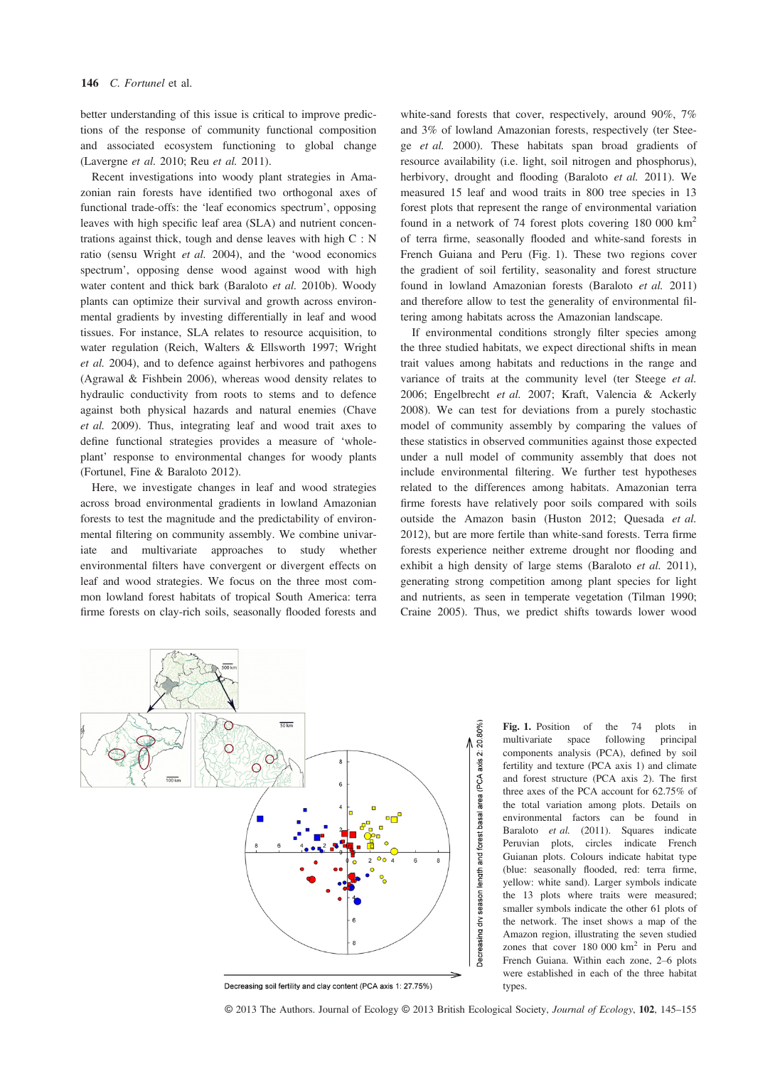better understanding of this issue is critical to improve predictions of the response of community functional composition and associated ecosystem functioning to global change (Lavergne *et al.* 2010; Reu *et al.* 2011).

Recent investigations into woody plant strategies in Amazonian rain forests have identified two orthogonal axes of functional trade-offs: the 'leaf economics spectrum', opposing leaves with high specific leaf area (SLA) and nutrient concentrations against thick, tough and dense leaves with high C : N ratio (sensu Wright *et al.* 2004), and the 'wood economics spectrum', opposing dense wood against wood with high water content and thick bark (Baraloto *et al.* 2010b). Woody plants can optimize their survival and growth across environmental gradients by investing differentially in leaf and wood tissues. For instance, SLA relates to resource acquisition, to water regulation (Reich, Walters & Ellsworth 1997; Wright *et al.* 2004), and to defence against herbivores and pathogens (Agrawal & Fishbein 2006), whereas wood density relates to hydraulic conductivity from roots to stems and to defence against both physical hazards and natural enemies (Chave *et al.* 2009). Thus, integrating leaf and wood trait axes to define functional strategies provides a measure of 'whole-plant' response to environmental changes for woody plants (Fortunel, Fine & Baraloto 2012).

Here, we investigate changes in leaf and wood strategies across broad environmental gradients in lowland Amazonian forests to test the magnitude and the predictability of environmental filtering on community assembly. We combine univariate and multivariate approaches to study whether environmental filters have convergent or divergent effects on leaf and wood strategies. We focus on the three most common lowland forest habitats of tropical South America: terra firme forests on clay-rich soils, seasonally flooded forests and white-sand forests that cover, respectively, around 90%, 7% and 3% of lowland Amazonian forests, respectively (ter Steege *et al.* 2000). These habitats span broad gradients of resource availability (i.e. light, soil nitrogen and phosphorus), herbivory, drought and flooding (Baraloto *et al.* 2011). We measured 15 leaf and wood traits in 800 tree species in 13 forest plots that represent the range of environmental variation found in a network of 74 forest plots covering 180 000 km$^2$ of terra firme, seasonally flooded and white-sand forests in French Guiana and Peru (Fig. 1). These two regions cover the gradient of soil fertility, seasonality and forest structure found in lowland Amazonian forests (Baraloto *et al.* 2011) and therefore allow to test the generality of environmental filtering among habitats across the Amazonian landscape.

If environmental conditions strongly filter species among the three studied habitats, we expect directional shifts in mean trait values among habitats and reductions in the range and variance of traits at the community level (ter Steege *et al.* 2006; Engelbrecht *et al.* 2007; Kraft, Valencia & Ackerly 2008). We can test for deviations from a purely stochastic model of community assembly by comparing the values of these statistics in observed communities against those expected under a null model of community assembly that does not include environmental filtering. We further test hypotheses related to the differences among habitats. Amazonian terra firme forests have relatively poor soils compared with soils outside the Amazon basin (Huston 2012; Quesada *et al.* 2012), but are more fertile than white-sand forests. Terra firme forests experience neither extreme drought nor flooding and exhibit a high density of large stems (Baraloto *et al.* 2011), generating strong competition among plant species for light and nutrients, as seen in temperate vegetation (Tilman 1990; Craine 2005). Thus, we predict shifts towards lower wood

**Fig. 1.** Position of the 74 plots in multivariate space following principal components analysis (PCA), defined by soil fertility and texture (PCA axis 1) and climate and forest structure (PCA axis 2). The first three axes of the PCA account for 62.75% of the total variation among plots. Details on environmental factors can be found in Baraloto *et al.* (2011). Squares indicate Peruvian plots, circles indicate French Guianan plots. Colours indicate habitat type (blue: seasonally flooded, red: terra firme, yellow: white sand). Larger symbols indicate the 13 plots where traits were measured; smaller symbols indicate the other 61 plots of the network. The inset shows a map of the Amazon region, illustrating the seven studied zones that cover 180 000 km$^2$ in Peru and French Guiana. Within each zone, 2–6 plots were established in each of the three habitat types.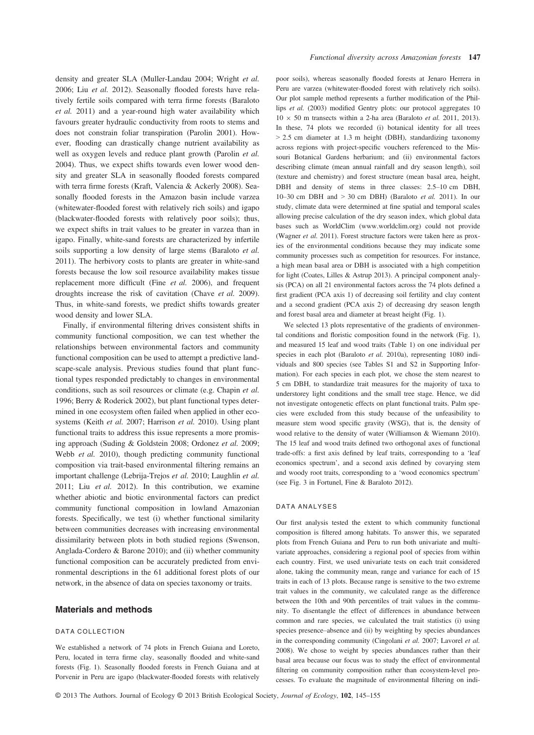density and greater SLA (Muller-Landau 2004; Wright *et al.* 2006; Liu *et al.* 2012). Seasonally flooded forests have relatively fertile soils compared with terra firme forests (Baraloto *et al.* 2011) and a year-round high water availability which favours greater hydraulic conductivity from roots to stems and does not constrain foliar transpiration (Parolin 2001). However, flooding can drastically change nutrient availability as well as oxygen levels and reduce plant growth (Parolin *et al.* 2004). Thus, we expect shifts towards even lower wood density and greater SLA in seasonally flooded forests compared with terra firme forests (Kraft, Valencia & Ackerly 2008). Seasonally flooded forests in the Amazon basin include varzea (whitewater-flooded forest with relatively rich soils) and igapo (blackwater-flooded forests with relatively poor soils); thus, we expect shifts in trait values to be greater in varzea than in igapo. Finally, white-sand forests are characterized by infertile soils supporting a low density of large stems (Baraloto *et al.* 2011). The herbivory costs to plants are greater in white-sand forests because the low soil resource availability makes tissue replacement more difficult (Fine *et al.* 2006), and frequent droughts increase the risk of cavitation (Chave *et al.* 2009). Thus, in white-sand forests, we predict shifts towards greater wood density and lower SLA.

Finally, if environmental filtering drives consistent shifts in community functional composition, we can test whether the relationships between environmental factors and community functional composition can be used to attempt a predictive landscape-scale analysis. Previous studies found that plant functional types responded predictably to changes in environmental conditions, such as soil resources or climate (e.g. Chapin *et al.* 1996; Berry & Roderick 2002), but plant functional types determined in one ecosystem often failed when applied in other ecosystems (Keith *et al.* 2007; Harrison *et al.* 2010). Using plant functional traits to address this issue represents a more promising approach (Suding & Goldstein 2008; Ordonez *et al.* 2009; Webb *et al.* 2010), though predicting community functional composition via trait-based environmental filtering remains an important challenge (Lebrija-Trejos *et al.* 2010; Laughlin *et al.* 2011; Liu *et al.* 2012). In this contribution, we examine whether abiotic and biotic environmental factors can predict community functional composition in lowland Amazonian forests. Specifically, we test (i) whether functional similarity between communities decreases with increasing environmental dissimilarity between plots in both studied regions (Swenson, Anglada-Cordero & Barone 2010); and (ii) whether community functional composition can be accurately predicted from environmental descriptions in the 61 additional forest plots of our network, in the absence of data on species taxonomy or traits.

## Materials and methods

### DATA COLLECTION

We established a network of 74 plots in French Guiana and Loreto, Peru, located in terra firme clay, seasonally flooded and white-sand forests (Fig. 1). Seasonally flooded forests in French Guiana and at Porvenir in Peru are igapo (blackwater-flooded forests with relatively poor soils), whereas seasonally flooded forests at Jenaro Herrera in Peru are varzea (whitewater-flooded forest with relatively rich soils). Our plot sample method represents a further modification of the Phillips *et al.* (2003) modified Gentry plots: our protocol aggregates 10 $10 \times 50$ m transects within a 2-ha area (Baraloto *et al.* 2011, 2013). In these, 74 plots we recorded (i) botanical identity for all trees $> 2.5$ cm diameter at 1.3 m height (DBH), standardizing taxonomy across regions with project-specific vouchers referenced to the Missouri Botanical Gardens herbarium; and (ii) environmental factors describing climate (mean annual rainfall and dry season length), soil (texture and chemistry) and forest structure (mean basal area, height, DBH and density of stems in three classes: 2.5–10 cm DBH, 10–30 cm DBH and $> 30$ cm DBH) (Baraloto *et al.* 2011). In our study, climate data were determined at fine spatial and temporal scales allowing precise calculation of the dry season index, which global data bases such as WorldClim (www.worldclim.org) could not provide (Wagner *et al.* 2011). Forest structure factors were taken here as proxies of the environmental conditions because they may indicate some community processes such as competition for resources. For instance, a high mean basal area or DBH is associated with a high competition for light (Coates, Lilles & Astrup 2013). A principal component analysis (PCA) on all 21 environmental factors across the 74 plots defined a first gradient (PCA axis 1) of decreasing soil fertility and clay content and a second gradient (PCA axis 2) of decreasing dry season length and forest basal area and diameter at breast height (Fig. 1).

We selected 13 plots representative of the gradients of environmental conditions and floristic composition found in the network (Fig. 1), and measured 15 leaf and wood traits (Table 1) on one individual per species in each plot (Baraloto *et al.* 2010a), representing 1080 individuals and 800 species (see Tables S1 and S2 in Supporting Information). For each species in each plot, we chose the stem nearest to 5 cm DBH, to standardize trait measures for the majority of taxa to understorey light conditions and the small tree stage. Hence, we did not investigate ontogenetic effects on plant functional traits. Palm species were excluded from this study because of the unfeasibility to measure stem wood specific gravity (WSG), that is, the density of wood relative to the density of water (Williamson & Wiemann 2010). The 15 leaf and wood traits defined two orthogonal axes of functional trade-offs: a first axis defined by leaf traits, corresponding to a 'leaf economics spectrum', and a second axis defined by covarying stem and woody root traits, corresponding to a 'wood economics spectrum' (see Fig. 3 in Fortunel, Fine & Baraloto 2012).

### DATA ANALYSES

Our first analysis tested the extent to which community functional composition is filtered among habitats. To answer this, we separated plots from French Guiana and Peru to run both univariate and multivariate approaches, considering a regional pool of species from within each country. First, we used univariate tests on each trait considered alone, taking the community mean, range and variance for each of 15 traits in each of 13 plots. Because range is sensitive to the two extreme trait values in the community, we calculated range as the difference between the 10th and 90th percentiles of trait values in the community. To disentangle the effect of differences in abundance between common and rare species, we calculated the trait statistics (i) using species presence–absence and (ii) by weighting by species abundances in the corresponding community (Cingolani *et al.* 2007; Lavorel *et al.* 2008). We chose to weight by species abundances rather than their basal area because our focus was to study the effect of environmental filtering on community composition rather than ecosystem-level processes. To evaluate the magnitude of environmental filtering on indi-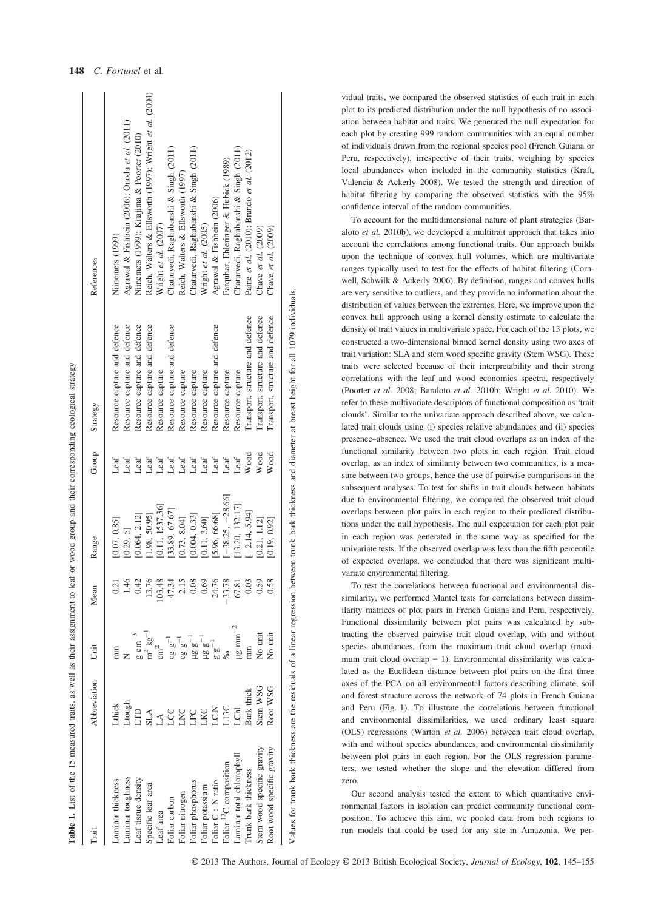**Table 1.** List of the 15 measured traits, as well as their assignment to leaf or wood group and their corresponding ecological strategy

| Trait | Abbreviation | Unit | Mean | Range | Group | Strategy | References |
|---|---|---|---|---|---|---|---|
| Laminar thickness | Lthick | mm | 0.21 | [0.07, 0.85] | Leaf | Resource capture and defence | Niinemets (1999) |
| Laminar toughness | Ltough | N | 1.46 | [0.29, 5] | Leaf | Resource capture and defence | Agrawal & Fishbein (2006); Onoda *et al.* (2011) |
| Leaf tissue density | LTD | g cm$^{-3}$ | 0.42 | [0.064, 2.12] | Leaf | Resource capture and defence | Niinemets (1999); Kitajima & Poorter (2010) |
| Specific leaf area | SLA | m$^{2}$ kg$^{-1}$ | 13.76 | [1.98, 50.95] | Leaf | Resource capture and defence | Reich, Walters & Ellsworth (1997); Wright *et al.* (2004) |
| Leaf area | LA | cm$^{2}$ | 103.48 | [0.11, 1537.36] | Leaf | Resource capture | Wright *et al.* (2007) |
| Foliar carbon | LCC | cg g$^{-1}$ | 47.34 | [33.89, 67.67] | Leaf | Resource capture and defence | Chaturvedi, Raghubanshi & Singh (2011) |
| Foliar nitrogen | LNC | cg g$^{-1}$ | 2.15 | [0.73, 8.04] | Leaf | Resource capture | Reich, Walters & Ellsworth (1997) |
| Foliar phosphorus | LPC | μg g$^{-1}$ | 0.08 | [0.004, 0.33] | Leaf | Resource capture | Chaturvedi, Raghubanshi & Singh (2011) |
| Foliar potassium | LKC | μg g$^{-1}$ | 0.69 | [0.11, 3.60] | Leaf | Resource capture | Wright *et al.* (2005) |
| Foliar C : N ratio | LC.N | g g$^{-1}$ | 24.76 | [5.96, 66.68] | Leaf | Resource capture and defence | Agrawal & Fishbein (2006) |
| Foliar $^{13}$C composition | L13C | ‰ | −33.78 | [−38.25, −28.66] | Leaf | Resource capture | Farquhar, Ehleringer & Hubick (1989) |
| Laminar total chlorophyll | LChl | μg mm$^{-2}$ | 67.81 | [13.20, 132.17] | Leaf | Resource capture | Chaturvedi, Raghubanshi & Singh (2011) |
| Trunk bark thickness | Bark thick | mm | 0.03 | [−2.14, 5.94] | Wood | Transport, structure and defence | Paine *et al.* (2010); Brando *et al.* (2012) |
| Stem wood specific gravity | Stem WSG | No unit | 0.59 | [0.21, 1.12] | Wood | Transport, structure and defence | Chave *et al.* (2009) |
| Root wood specific gravity | Root WSG | No unit | 0.58 | [0.19, 0.92] | Wood | Transport, structure and defence | Chave *et al.* (2009) |

Values for trunk bark thickness are the residuals of a linear regression between trunk bark thickness and diameter at breast height for all 1079 individuals.

vidual traits, we compared the observed statistics of each trait in each plot to its predicted distribution under the null hypothesis of no association between habitat and traits. We generated the null expectation for each plot by creating 999 random communities with an equal number of individuals drawn from the regional species pool (French Guiana or Peru, respectively), irrespective of their traits, weighing by species local abundances when included in the community statistics (Kraft, Valencia & Ackerly 2008). We tested the strength and direction of habitat filtering by comparing the observed statistics with the 95% confidence interval of the random communities.

To account for the multidimensional nature of plant strategies (Baraloto *et al.* 2010b), we developed a multitrait approach that takes into account the correlations among functional traits. Our approach builds upon the technique of convex hull volumes, which are multivariate ranges typically used to test for the effects of habitat filtering (Cornwell, Schwilk & Ackerly 2006). By definition, ranges and convex hulls are very sensitive to outliers, and they provide no information about the distribution of values between the extremes. Here, we improve upon the convex hull approach using a kernel density estimate to calculate the density of trait values in multivariate space. For each of the 13 plots, we constructed a two-dimensional binned kernel density using two axes of trait variation: SLA and stem wood specific gravity (Stem WSG). These traits were selected because of their interpretability and their strong correlations with the leaf and wood economics spectra, respectively (Poorter *et al.* 2008; Baraloto *et al.* 2010b; Wright *et al.* 2010). We refer to these multivariate descriptors of functional composition as 'trait clouds'. Similar to the univariate approach described above, we calculated trait clouds using (i) species relative abundances and (ii) species presence–absence. We used the trait cloud overlaps as an index of the functional similarity between two plots in each region. Trait cloud overlap, as an index of similarity between two communities, is a measure between two groups, hence the use of pairwise comparisons in the subsequent analyses. To test for shifts in trait clouds between habitats due to environmental filtering, we compared the observed trait cloud overlaps between plot pairs in each region to their predicted distributions under the null hypothesis. The null expectation for each plot pair in each region was generated in the same way as specified for the univariate tests. If the observed overlap was less than the fifth percentile of expected overlaps, we concluded that there was significant multivariate environmental filtering.

To test the correlations between functional and environmental dissimilarity, we performed Mantel tests for correlations between dissimilarity matrices of plot pairs in French Guiana and Peru, respectively. Functional dissimilarity between plot pairs was calculated by subtracting the observed pairwise trait cloud overlap, with and without species abundances, from the maximum trait cloud overlap (maximum trait cloud overlap = 1). Environmental dissimilarity was calculated as the Euclidean distance between plot pairs on the first three axes of the PCA on all environmental factors describing climate, soil and forest structure across the network of 74 plots in French Guiana and Peru (Fig. 1). To illustrate the correlations between functional and environmental dissimilarities, we used ordinary least square (OLS) regressions (Warton *et al.* 2006) between trait cloud overlap, with and without species abundances, and environmental dissimilarity between plot pairs in each region. For the OLS regression parameters, we tested whether the slope and the elevation differed from zero.

Our second analysis tested the extent to which quantitative environmental factors in isolation can predict community functional composition. To achieve this aim, we pooled data from both regions to run models that could be used for any site in Amazonia. We per-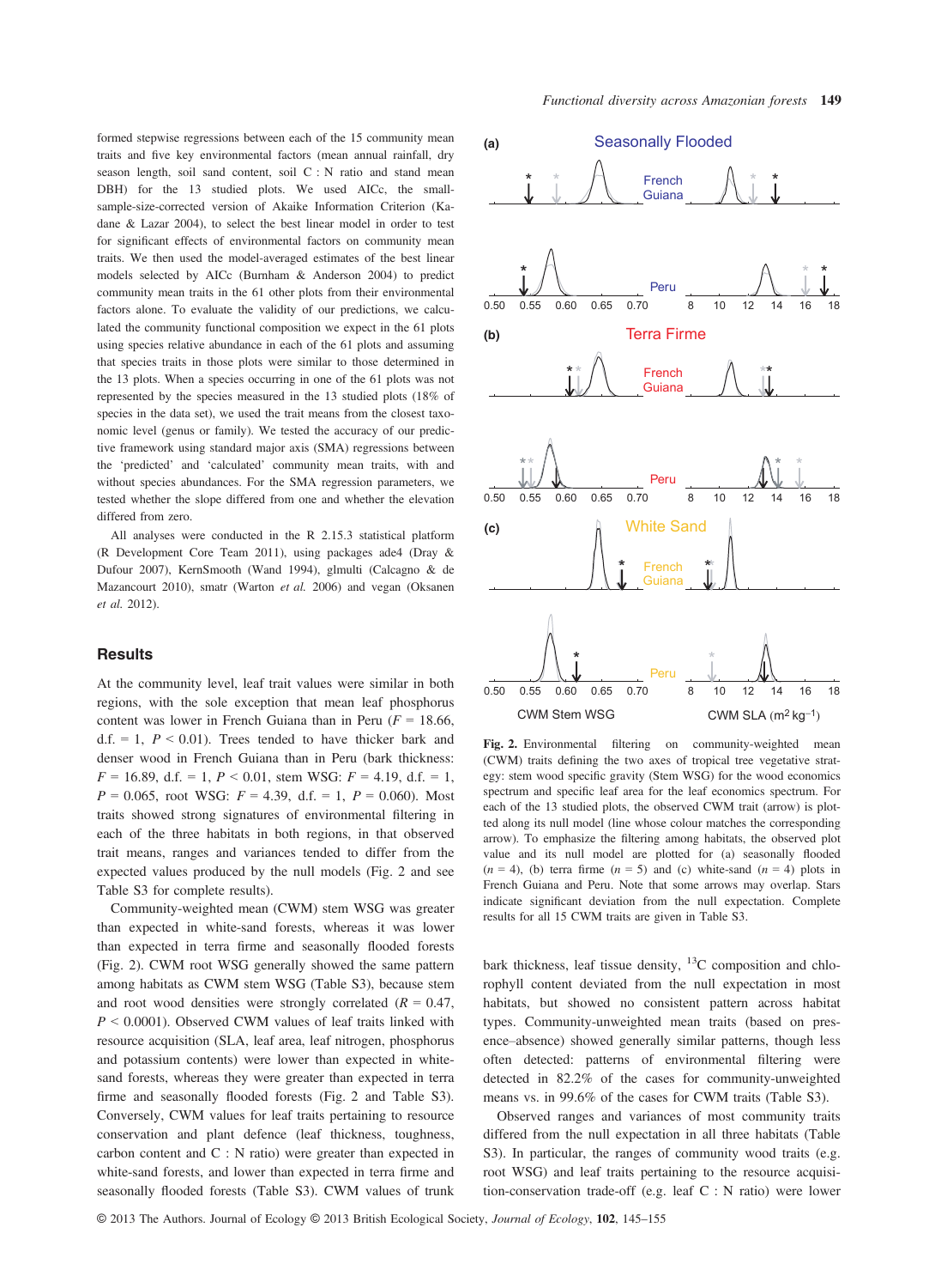formed stepwise regressions between each of the 15 community mean traits and five key environmental factors (mean annual rainfall, dry season length, soil sand content, soil C : N ratio and stand mean DBH) for the 13 studied plots. We used AICc, the small-sample-size-corrected version of Akaike Information Criterion (Kadane & Lazar 2004), to select the best linear model in order to test for significant effects of environmental factors on community mean traits. We then used the model-averaged estimates of the best linear models selected by AICc (Burnham & Anderson 2004) to predict community mean traits in the 61 other plots from their environmental factors alone. To evaluate the validity of our predictions, we calculated the community functional composition we expect in the 61 plots using species relative abundance in each of the 61 plots and assuming that species traits in those plots were similar to those determined in the 13 plots. When a species occurring in one of the 61 plots was not represented by the species measured in the 13 studied plots (18% of species in the data set), we used the trait means from the closest taxonomic level (genus or family). We tested the accuracy of our predictive framework using standard major axis (SMA) regressions between the 'predicted' and 'calculated' community mean traits, with and without species abundances. For the SMA regression parameters, we tested whether the slope differed from one and whether the elevation differed from zero.

All analyses were conducted in the R 2.15.3 statistical platform (R Development Core Team 2011), using packages ade4 (Dray & Dufour 2007), KernSmooth (Wand 1994), glmulti (Calcagno & de Mazancourt 2010), smatr (Warton *et al.* 2006) and vegan (Oksanen *et al.* 2012).

## Results

At the community level, leaf trait values were similar in both regions, with the sole exception that mean leaf phosphorus content was lower in French Guiana than in Peru ($F = 18.66$, d.f. = 1, $P < 0.01$). Trees tended to have thicker bark and denser wood in French Guiana than in Peru (bark thickness: $F = 16.89$, d.f. = 1, $P < 0.01$, stem WSG: $F = 4.19$, d.f. = 1, $P = 0.065$, root WSG: $F = 4.39$, d.f. = 1, $P = 0.060$). Most traits showed strong signatures of environmental filtering in each of the three habitats in both regions, in that observed trait means, ranges and variances tended to differ from the expected values produced by the null models (Fig. 2 and see Table S3 for complete results).

Community-weighted mean (CWM) stem WSG was greater than expected in white-sand forests, whereas it was lower than expected in terra firme and seasonally flooded forests (Fig. 2). CWM root WSG generally showed the same pattern among habitats as CWM stem WSG (Table S3), because stem and root wood densities were strongly correlated ($R = 0.47$, $P < 0.0001$). Observed CWM values of leaf traits linked with resource acquisition (SLA, leaf area, leaf nitrogen, phosphorus and potassium contents) were lower than expected in white-sand forests, whereas they were greater than expected in terra firme and seasonally flooded forests (Fig. 2 and Table S3). Conversely, CWM values for leaf traits pertaining to resource conservation and plant defence (leaf thickness, toughness, carbon content and C : N ratio) were greater than expected in white-sand forests, and lower than expected in terra firme and seasonally flooded forests (Table S3). CWM values of trunk bark thickness, leaf tissue density, $^{13}C$ composition and chlorophyll content deviated from the null expectation in most habitats, but showed no consistent pattern across habitat types. Community-unweighted mean traits (based on presence–absence) showed generally similar patterns, though less often detected: patterns of environmental filtering were detected in 82.2% of the cases for community-unweighted means vs. in 99.6% of the cases for CWM traits (Table S3).

Observed ranges and variances of most community traits differed from the null expectation in all three habitats (Table S3). In particular, the ranges of community wood traits (e.g. root WSG) and leaf traits pertaining to the resource acquisition-conservation trade-off (e.g. leaf C : N ratio) were lower

**Fig. 2.** Environmental filtering on community-weighted mean (CWM) traits defining the two axes of tropical tree vegetative strategy: stem wood specific gravity (Stem WSG) for the wood economics spectrum and specific leaf area for the leaf economics spectrum. For each of the 13 studied plots, the observed CWM trait (arrow) is plotted along its null model (line whose colour matches the corresponding arrow). To emphasize the filtering among habitats, the observed plot value and its null model are plotted for (a) seasonally flooded ($n = 4$), (b) terra firme ($n = 5$) and (c) white-sand ($n = 4$) plots in French Guiana and Peru. Note that some arrows may overlap. Stars indicate significant deviation from the null expectation. Complete results for all 15 CWM traits are given in Table S3.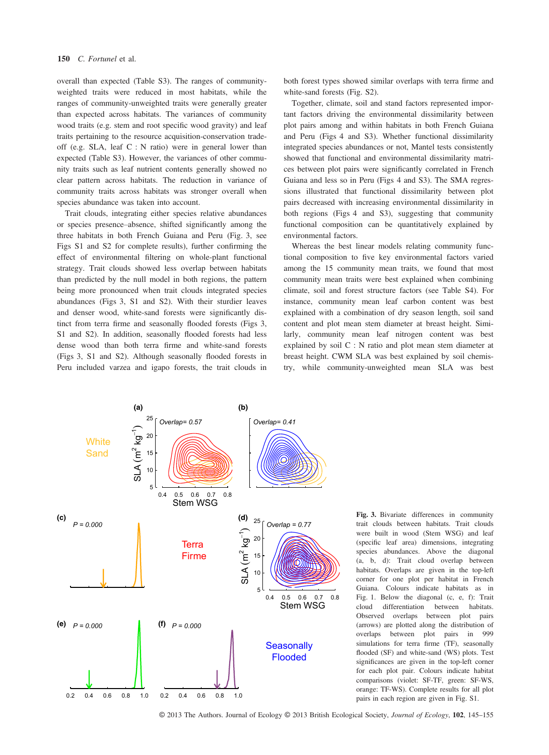overall than expected (Table S3). The ranges of community-weighted traits were reduced in most habitats, while the ranges of community-unweighted traits were generally greater than expected across habitats. The variances of community wood traits (e.g. stem and root specific wood gravity) and leaf traits pertaining to the resource acquisition-conservation trade-off (e.g. SLA, leaf C : N ratio) were in general lower than expected (Table S3). However, the variances of other community traits such as leaf nutrient contents generally showed no clear pattern across habitats. The reduction in variance of community traits across habitats was stronger overall when species abundance was taken into account.

Trait clouds, integrating either species relative abundances or species presence–absence, shifted significantly among the three habitats in both French Guiana and Peru (Fig. 3, see Figs S1 and S2 for complete results), further confirming the effect of environmental filtering on whole-plant functional strategy. Trait clouds showed less overlap between habitats than predicted by the null model in both regions, the pattern being more pronounced when trait clouds integrated species abundances (Figs 3, S1 and S2). With their sturdier leaves and denser wood, white-sand forests were significantly distinct from terra firme and seasonally flooded forests (Figs 3, S1 and S2). In addition, seasonally flooded forests had less dense wood than both terra firme and white-sand forests (Figs 3, S1 and S2). Although seasonally flooded forests in Peru included varzea and igapo forests, the trait clouds in both forest types showed similar overlaps with terra firme and white-sand forests (Fig. S2).

Together, climate, soil and stand factors represented important factors driving the environmental dissimilarity between plot pairs among and within habitats in both French Guiana and Peru (Figs 4 and S3). Whether functional dissimilarity integrated species abundances or not, Mantel tests consistently showed that functional and environmental dissimilarity matrices between plot pairs were significantly correlated in French Guiana and less so in Peru (Figs 4 and S3). The SMA regressions illustrated that functional dissimilarity between plot pairs decreased with increasing environmental dissimilarity in both regions (Figs 4 and S3), suggesting that community functional composition can be quantitatively explained by environmental factors.

Whereas the best linear models relating community functional composition to five key environmental factors varied among the 15 community mean traits, we found that most community mean traits were best explained when combining climate, soil and forest structure factors (see Table S4). For instance, community mean leaf carbon content was best explained with a combination of dry season length, soil sand content and plot mean stem diameter at breast height. Similarly, community mean leaf nitrogen content was best explained by soil C : N ratio and plot mean stem diameter at breast height. CWM SLA was best explained by soil chemistry, while community-unweighted mean SLA was best

**Fig. 3.** Bivariate differences in community trait clouds between habitats. Trait clouds were built in wood (Stem WSG) and leaf (specific leaf area) dimensions, integrating species abundances. Above the diagonal (a, b, d): Trait cloud overlap between habitats. Overlaps are given in the top-left corner for one plot per habitat in French Guiana. Colours indicate habitats as in Fig. 1. Below the diagonal (c, e, f): Trait cloud differentiation between habitats. Observed overlaps between plot pairs (arrows) are plotted along the distribution of overlaps between plot pairs in 999 simulations for terra firme (TF), seasonally flooded (SF) and white-sand (WS) plots. Test significances are given in the top-left corner for each plot pair. Colours indicate habitat comparisons (violet: SF-TF, green: SF-WS, orange: TF-WS). Complete results for all plot pairs in each region are given in Fig. S1.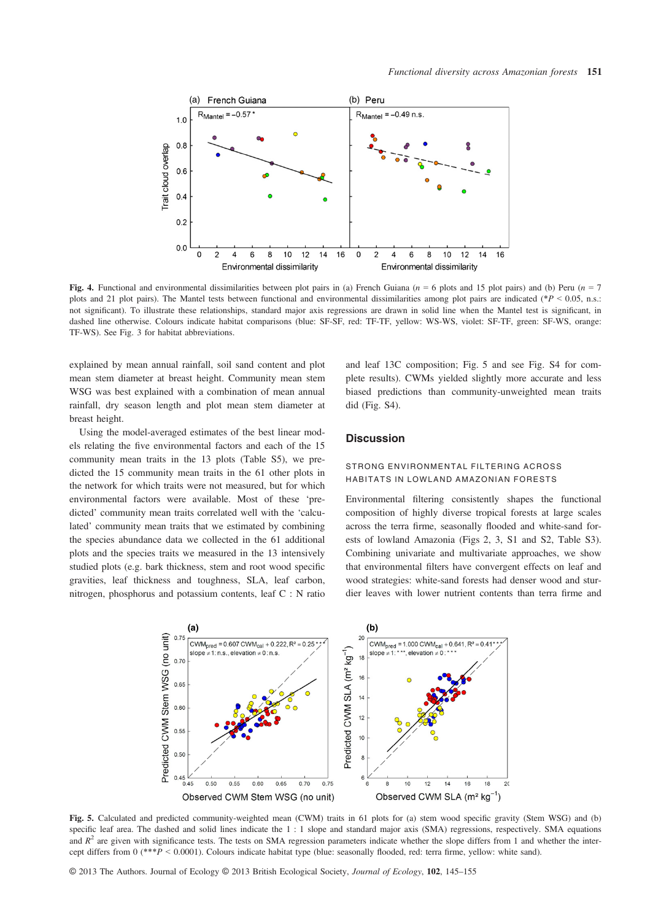**Fig. 4.** Functional and environmental dissimilarities between plot pairs in (a) French Guiana ($n$ = 6 plots and 15 plot pairs) and (b) Peru ($n$ = 7 plots and 21 plot pairs). The Mantel tests between functional and environmental dissimilarities among plot pairs are indicated (\*$P$ < 0.05, n.s.: not significant). To illustrate these relationships, standard major axis regressions are drawn in solid line when the Mantel test is significant, in dashed line otherwise. Colours indicate habitat comparisons (blue: SF-SF, red: TF-TF, yellow: WS-WS, violet: SF-TF, green: SF-WS, orange: TF-WS). See Fig. 3 for habitat abbreviations.

explained by mean annual rainfall, soil sand content and plot mean stem diameter at breast height. Community mean stem WSG was best explained with a combination of mean annual rainfall, dry season length and plot mean stem diameter at breast height.

Using the model-averaged estimates of the best linear models relating the five environmental factors and each of the 15 community mean traits in the 13 plots (Table S5), we predicted the 15 community mean traits in the 61 other plots in the network for which traits were not measured, but for which environmental factors were available. Most of these 'predicted' community mean traits correlated well with the 'calculated' community mean traits that we estimated by combining the species abundance data we collected in the 61 additional plots and the species traits we measured in the 13 intensively studied plots (e.g. bark thickness, stem and root wood specific gravities, leaf thickness and toughness, SLA, leaf carbon, nitrogen, phosphorus and potassium contents, leaf C : N ratio and leaf 13C composition; Fig. 5 and see Fig. S4 for complete results). CWMs yielded slightly more accurate and less biased predictions than community-unweighted mean traits did (Fig. S4).

## Discussion

### STRONG ENVIRONMENTAL FILTERING ACROSS HABITATS IN LOWLAND AMAZONIAN FORESTS

Environmental filtering consistently shapes the functional composition of highly diverse tropical forests at large scales across the terra firme, seasonally flooded and white-sand forests of lowland Amazonia (Figs 2, 3, S1 and S2, Table S3). Combining univariate and multivariate approaches, we show that environmental filters have convergent effects on leaf and wood strategies: white-sand forests had denser wood and sturdier leaves with lower nutrient contents than terra firme and

**Fig. 5.** Calculated and predicted community-weighted mean (CWM) traits in 61 plots for (a) stem wood specific gravity (Stem WSG) and (b) specific leaf area. The dashed and solid lines indicate the 1 : 1 slope and standard major axis (SMA) regressions, respectively. SMA equations and $R^2$ are given with significance tests. The tests on SMA regression parameters indicate whether the slope differs from 1 and whether the intercept differs from 0 (\*\*\*$P$ < 0.0001). Colours indicate habitat type (blue: seasonally flooded, red: terra firme, yellow: white sand).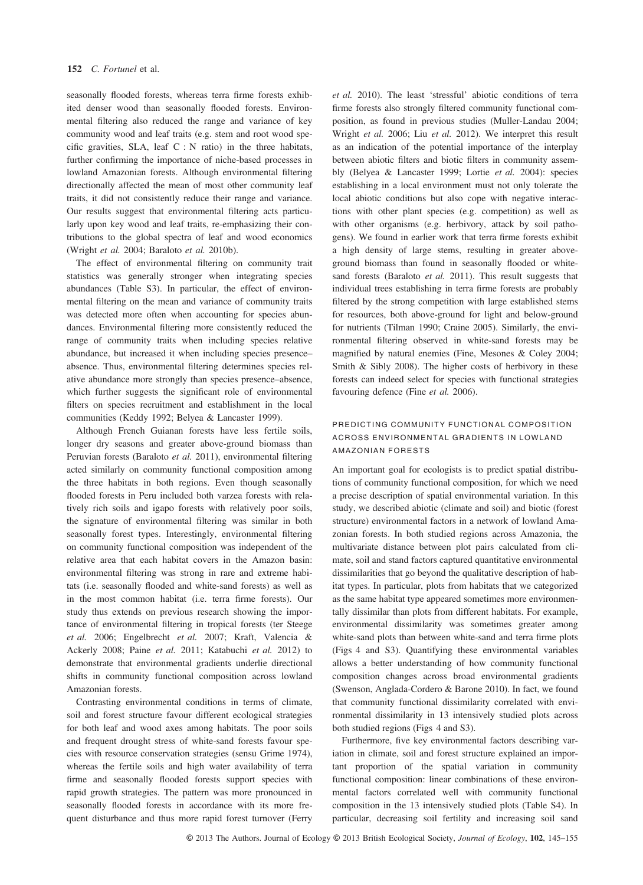seasonally flooded forests, whereas terra firme forests exhibited denser wood than seasonally flooded forests. Environmental filtering also reduced the range and variance of key community wood and leaf traits (e.g. stem and root wood specific gravities, SLA, leaf C : N ratio) in the three habitats, further confirming the importance of niche-based processes in lowland Amazonian forests. Although environmental filtering directionally affected the mean of most other community leaf traits, it did not consistently reduce their range and variance. Our results suggest that environmental filtering acts particularly upon key wood and leaf traits, re-emphasizing their contributions to the global spectra of leaf and wood economics (Wright *et al.* 2004; Baraloto *et al.* 2010b).

The effect of environmental filtering on community trait statistics was generally stronger when integrating species abundances (Table S3). In particular, the effect of environmental filtering on the mean and variance of community traits was detected more often when accounting for species abundances. Environmental filtering more consistently reduced the range of community traits when including species relative abundance, but increased it when including species presence–absence. Thus, environmental filtering determines species relative abundance more strongly than species presence–absence, which further suggests the significant role of environmental filters on species recruitment and establishment in the local communities (Keddy 1992; Belyea & Lancaster 1999).

Although French Guianan forests have less fertile soils, longer dry seasons and greater above-ground biomass than Peruvian forests (Baraloto *et al.* 2011), environmental filtering acted similarly on community functional composition among the three habitats in both regions. Even though seasonally flooded forests in Peru included both varzea forests with relatively rich soils and igapo forests with relatively poor soils, the signature of environmental filtering was similar in both seasonally forest types. Interestingly, environmental filtering on community functional composition was independent of the relative area that each habitat covers in the Amazon basin: environmental filtering was strong in rare and extreme habitats (i.e. seasonally flooded and white-sand forests) as well as in the most common habitat (i.e. terra firme forests). Our study thus extends on previous research showing the importance of environmental filtering in tropical forests (ter Steege *et al.* 2006; Engelbrecht *et al.* 2007; Kraft, Valencia & Ackerly 2008; Paine *et al.* 2011; Katabuchi *et al.* 2012) to demonstrate that environmental gradients underlie directional shifts in community functional composition across lowland Amazonian forests.

Contrasting environmental conditions in terms of climate, soil and forest structure favour different ecological strategies for both leaf and wood axes among habitats. The poor soils and frequent drought stress of white-sand forests favour species with resource conservation strategies (sensu Grime 1974), whereas the fertile soils and high water availability of terra firme and seasonally flooded forests support species with rapid growth strategies. The pattern was more pronounced in seasonally flooded forests in accordance with its more frequent disturbance and thus more rapid forest turnover (Ferry *et al.* 2010). The least 'stressful' abiotic conditions of terra firme forests also strongly filtered community functional composition, as found in previous studies (Muller-Landau 2004; Wright *et al.* 2006; Liu *et al.* 2012). We interpret this result as an indication of the potential importance of the interplay between abiotic filters and biotic filters in community assembly (Belyea & Lancaster 1999; Lortie *et al.* 2004): species establishing in a local environment must not only tolerate the local abiotic conditions but also cope with negative interactions with other plant species (e.g. competition) as well as with other organisms (e.g. herbivory, attack by soil pathogens). We found in earlier work that terra firme forests exhibit a high density of large stems, resulting in greater above-ground biomass than found in seasonally flooded or white-sand forests (Baraloto *et al.* 2011). This result suggests that individual trees establishing in terra firme forests are probably filtered by the strong competition with large established stems for resources, both above-ground for light and below-ground for nutrients (Tilman 1990; Craine 2005). Similarly, the environmental filtering observed in white-sand forests may be magnified by natural enemies (Fine, Mesones & Coley 2004; Smith & Sibly 2008). The higher costs of herbivory in these forests can indeed select for species with functional strategies favouring defence (Fine *et al.* 2006).

### PREDICTING COMMUNITY FUNCTIONAL COMPOSITION ACROSS ENVIRONMENTAL GRADIENTS IN LOWLAND AMAZONIAN FORESTS

An important goal for ecologists is to predict spatial distributions of community functional composition, for which we need a precise description of spatial environmental variation. In this study, we described abiotic (climate and soil) and biotic (forest structure) environmental factors in a network of lowland Amazonian forests. In both studied regions across Amazonia, the multivariate distance between plot pairs calculated from climate, soil and stand factors captured quantitative environmental dissimilarities that go beyond the qualitative description of habitat types. In particular, plots from habitats that we categorized as the same habitat type appeared sometimes more environmentally dissimilar than plots from different habitats. For example, environmental dissimilarity was sometimes greater among white-sand plots than between white-sand and terra firme plots (Figs 4 and S3). Quantifying these environmental variables allows a better understanding of how community functional composition changes across broad environmental gradients (Swenson, Anglada-Cordero & Barone 2010). In fact, we found that community functional dissimilarity correlated with environmental dissimilarity in 13 intensively studied plots across both studied regions (Figs 4 and S3).

Furthermore, five key environmental factors describing variation in climate, soil and forest structure explained an important proportion of the spatial variation in community functional composition: linear combinations of these environmental factors correlated well with community functional composition in the 13 intensively studied plots (Table S4). In particular, decreasing soil fertility and increasing soil sand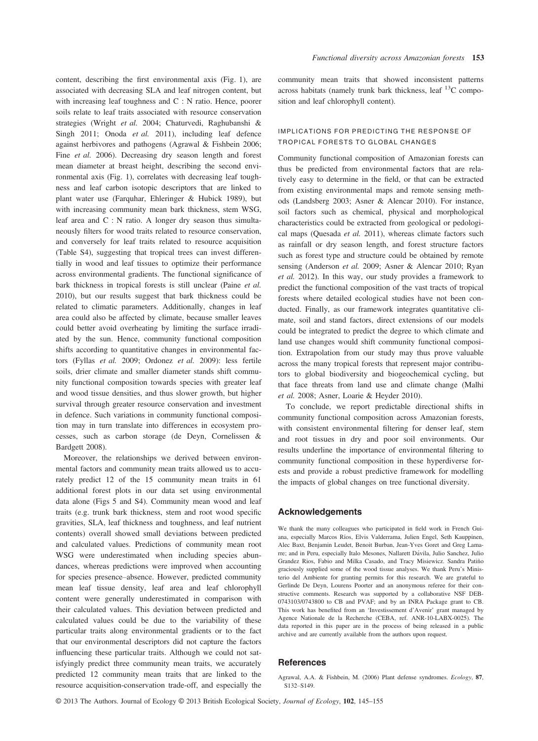content, describing the first environmental axis (Fig. 1), are associated with decreasing SLA and leaf nitrogen content, but with increasing leaf toughness and C : N ratio. Hence, poorer soils relate to leaf traits associated with resource conservation strategies (Wright *et al.* 2004; Chaturvedi, Raghubanshi & Singh 2011; Onoda *et al.* 2011), including leaf defence against herbivores and pathogens (Agrawal & Fishbein 2006; Fine *et al.* 2006). Decreasing dry season length and forest mean diameter at breast height, describing the second environmental axis (Fig. 1), correlates with decreasing leaf toughness and leaf carbon isotopic descriptors that are linked to plant water use (Farquhar, Ehleringer & Hubick 1989), but with increasing community mean bark thickness, stem WSG, leaf area and C : N ratio. A longer dry season thus simultaneously filters for wood traits related to resource conservation, and conversely for leaf traits related to resource acquisition (Table S4), suggesting that tropical trees can invest differentially in wood and leaf tissues to optimize their performance across environmental gradients. The functional significance of bark thickness in tropical forests is still unclear (Paine *et al.* 2010), but our results suggest that bark thickness could be related to climatic parameters. Additionally, changes in leaf area could also be affected by climate, because smaller leaves could better avoid overheating by limiting the surface irradiated by the sun. Hence, community functional composition shifts according to quantitative changes in environmental factors (Fyllas *et al.* 2009; Ordonez *et al.* 2009): less fertile soils, drier climate and smaller diameter stands shift community functional composition towards species with greater leaf and wood tissue densities, and thus slower growth, but higher survival through greater resource conservation and investment in defence. Such variations in community functional composition may in turn translate into differences in ecosystem processes, such as carbon storage (de Deyn, Cornelissen & Bardgett 2008).

Moreover, the relationships we derived between environmental factors and community mean traits allowed us to accurately predict 12 of the 15 community mean traits in 61 additional forest plots in our data set using environmental data alone (Figs 5 and S4). Community mean wood and leaf traits (e.g. trunk bark thickness, stem and root wood specific gravities, SLA, leaf thickness and toughness, and leaf nutrient contents) overall showed small deviations between predicted and calculated values. Predictions of community mean root WSG were underestimated when including species abundances, whereas predictions were improved when accounting for species presence–absence. However, predicted community mean leaf tissue density, leaf area and leaf chlorophyll content were generally underestimated in comparison with their calculated values. This deviation between predicted and calculated values could be due to the variability of these particular traits along environmental gradients or to the fact that our environmental descriptors did not capture the factors influencing these particular traits. Although we could not satisfyingly predict three community mean traits, we accurately predicted 12 community mean traits that are linked to the resource acquisition-conservation trade-off, and especially the community mean traits that showed inconsistent patterns across habitats (namely trunk bark thickness, leaf $^{13}$C composition and leaf chlorophyll content).

### IMPLICATIONS FOR PREDICTING THE RESPONSE OF TROPICAL FORESTS TO GLOBAL CHANGES

Community functional composition of Amazonian forests can thus be predicted from environmental factors that are relatively easy to determine in the field, or that can be extracted from existing environmental maps and remote sensing methods (Landsberg 2003; Asner & Alencar 2010). For instance, soil factors such as chemical, physical and morphological characteristics could be extracted from geological or pedological maps (Quesada *et al.* 2011), whereas climate factors such as rainfall or dry season length, and forest structure factors such as forest type and structure could be obtained by remote sensing (Anderson *et al.* 2009; Asner & Alencar 2010; Ryan *et al.* 2012). In this way, our study provides a framework to predict the functional composition of the vast tracts of tropical forests where detailed ecological studies have not been conducted. Finally, as our framework integrates quantitative climate, soil and stand factors, direct extensions of our models could be integrated to predict the degree to which climate and land use changes would shift community functional composition. Extrapolation from our study may thus prove valuable across the many tropical forests that represent major contributors to global biodiversity and biogeochemical cycling, but that face threats from land use and climate change (Malhi *et al.* 2008; Asner, Loarie & Heyder 2010).

To conclude, we report predictable directional shifts in community functional composition across Amazonian forests, with consistent environmental filtering for denser leaf, stem and root tissues in dry and poor soil environments. Our results underline the importance of environmental filtering to community functional composition in these hyperdiverse forests and provide a robust predictive framework for modelling the impacts of global changes on tree functional diversity.

## Acknowledgements

We thank the many colleagues who participated in field work in French Guiana, especially Marcos Ríos, Elvis Valderrama, Julien Engel, Seth Kauppinen, Alec Baxt, Benjamin Leudet, Benoit Burban, Jean-Yves Goret and Greg Lamarre; and in Peru, especially Italo Mesones, Nallarett Dávila, Julio Sanchez, Julio Grandez Rios, Fabio and Milka Casado, and Tracy Misiewicz. Sandra Patiño graciously supplied some of the wood tissue analyses. We thank Peru's Ministerio del Ambiente for granting permits for this research. We are grateful to Gerlinde De Deyn, Lourens Poorter and an anonymous referee for their constructive comments. Research was supported by a collaborative NSF DEB-0743103/0743800 to CB and PVAF; and by an INRA Package grant to CB. This work has benefited from an 'Investissement d'Avenir' grant managed by Agence Nationale de la Recherche (CEBA, ref. ANR-10-LABX-0025). The data reported in this paper are in the process of being released in a public archive and are currently available from the authors upon request.

## References

Agrawal, A.A. & Fishbein, M. (2006) Plant defense syndromes. *Ecology*, **87**, S132–S149.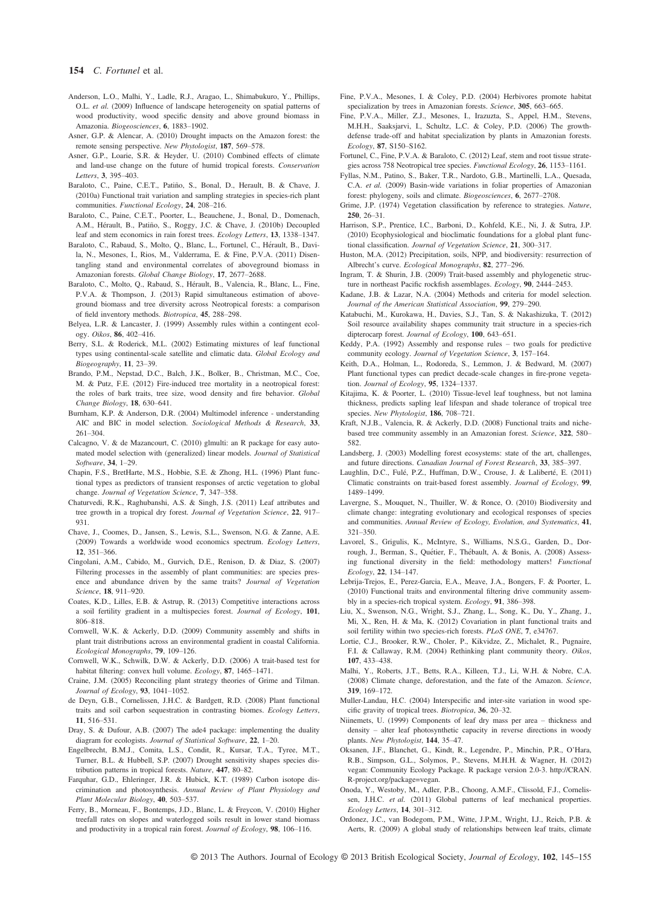Anderson, L.O., Malhi, Y., Ladle, R.J., Aragao, L., Shimabukuro, Y., Phillips, O.L. *et al.* (2009) Influence of landscape heterogeneity on spatial patterns of wood productivity, wood specific density and above ground biomass in Amazonia. *Biogeosciences*, **6**, 1883–1902.

Asner, G.P. & Alencar, A. (2010) Drought impacts on the Amazon forest: the remote sensing perspective. *New Phytologist*, **187**, 569–578.

Asner, G.P., Loarie, S.R. & Heyder, U. (2010) Combined effects of climate and land-use change on the future of humid tropical forests. *Conservation Letters*, **3**, 395–403.

Baraloto, C., Paine, C.E.T., Patiño, S., Bonal, D., Herault, B. & Chave, J. (2010a) Functional trait variation and sampling strategies in species-rich plant communities. *Functional Ecology*, **24**, 208–216.

Baraloto, C., Paine, C.E.T., Poorter, L., Beauchene, J., Bonal, D., Domenach, A.M., Hérault, B., Patiño, S., Roggy, J.C. & Chave, J. (2010b) Decoupled leaf and stem economics in rain forest trees. *Ecology Letters*, **13**, 1338–1347.

Baraloto, C., Rabaud, S., Molto, Q., Blanc, L., Fortunel, C., Hérault, B., Davila, N., Mesones, I., Rios, M., Valderrama, E. & Fine, P.V.A. (2011) Disentangling stand and environmental correlates of aboveground biomass in Amazonian forests. *Global Change Biology*, **17**, 2677–2688.

Baraloto, C., Molto, Q., Rabaud, S., Hérault, B., Valencia, R., Blanc, L., Fine, P.V.A. & Thompson, J. (2013) Rapid simultaneous estimation of aboveground biomass and tree diversity across Neotropical forests: a comparison of field inventory methods. *Biotropica*, **45**, 288–298.

Belyea, L.R. & Lancaster, J. (1999) Assembly rules within a contingent ecology. *Oikos*, **86**, 402–416.

Berry, S.L. & Roderick, M.L. (2002) Estimating mixtures of leaf functional types using continental-scale satellite and climatic data. *Global Ecology and Biogeography*, **11**, 23–39.

Brando, P.M., Nepstad, D.C., Balch, J.K., Bolker, B., Christman, M.C., Coe, M. & Putz, F.E. (2012) Fire-induced tree mortality in a neotropical forest: the roles of bark traits, tree size, wood density and fire behavior. *Global Change Biology*, **18**, 630–641.

Burnham, K.P. & Anderson, D.R. (2004) Multimodel inference - understanding AIC and BIC in model selection. *Sociological Methods & Research*, **33**, 261–304.

Calcagno, V. & de Mazancourt, C. (2010) glmulti: an R package for easy automated model selection with (generalized) linear models. *Journal of Statistical Software*, **34**, 1–29.

Chapin, F.S., BretHarte, M.S., Hobbie, S.E. & Zhong, H.L. (1996) Plant functional types as predictors of transient responses of arctic vegetation to global change. *Journal of Vegetation Science*, **7**, 347–358.

Chaturvedi, R.K., Raghubanshi, A.S. & Singh, J.S. (2011) Leaf attributes and tree growth in a tropical dry forest. *Journal of Vegetation Science*, **22**, 917–931.

Chave, J., Coomes, D., Jansen, S., Lewis, S.L., Swenson, N.G. & Zanne, A.E. (2009) Towards a worldwide wood economics spectrum. *Ecology Letters*, **12**, 351–366.

Cingolani, A.M., Cabido, M., Gurvich, D.E., Renison, D. & Diaz, S. (2007) Filtering processes in the assembly of plant communities: are species presence and abundance driven by the same traits? *Journal of Vegetation Science*, **18**, 911–920.

Coates, K.D., Lilles, E.B. & Astrup, R. (2013) Competitive interactions across a soil fertility gradient in a multispecies forest. *Journal of Ecology*, **101**, 806–818.

Cornwell, W.K. & Ackerly, D.D. (2009) Community assembly and shifts in plant trait distributions across an environmental gradient in coastal California. *Ecological Monographs*, **79**, 109–126.

Cornwell, W.K., Schwilk, D.W. & Ackerly, D.D. (2006) A trait-based test for habitat filtering: convex hull volume. *Ecology*, **87**, 1465–1471.

Craine, J.M. (2005) Reconciling plant strategy theories of Grime and Tilman. *Journal of Ecology*, **93**, 1041–1052.

de Deyn, G.B., Cornelissen, J.H.C. & Bardgett, R.D. (2008) Plant functional traits and soil carbon sequestration in contrasting biomes. *Ecology Letters*, **11**, 516–531.

Dray, S. & Dufour, A.B. (2007) The ade4 package: implementing the duality diagram for ecologists. *Journal of Statistical Software*, **22**, 1–20.

Engelbrecht, B.M.J., Comita, L.S., Condit, R., Kursar, T.A., Tyree, M.T., Turner, B.L. & Hubbell, S.P. (2007) Drought sensitivity shapes species distribution patterns in tropical forests. *Nature*, **447**, 80–82.

Farquhar, G.D., Ehleringer, J.R. & Hubick, K.T. (1989) Carbon isotope discrimination and photosynthesis. *Annual Review of Plant Physiology and Plant Molecular Biology*, **40**, 503–537.

Ferry, B., Morneau, F., Bontemps, J.D., Blanc, L. & Freycon, V. (2010) Higher treefall rates on slopes and waterlogged soils result in lower stand biomass and productivity in a tropical rain forest. *Journal of Ecology*, **98**, 106–116.

Fine, P.V.A., Mesones, I. & Coley, P.D. (2004) Herbivores promote habitat specialization by trees in Amazonian forests. *Science*, **305**, 663–665.

Fine, P.V.A., Miller, Z.J., Mesones, I., Irazuzta, S., Appel, H.M., Stevens, M.H.H., Saaksjarvi, I., Schultz, L.C. & Coley, P.D. (2006) The growth-defense trade-off and habitat specialization by plants in Amazonian forests. *Ecology*, **87**, S150–S162.

Fortunel, C., Fine, P.V.A. & Baraloto, C. (2012) Leaf, stem and root tissue strategies across 758 Neotropical tree species. *Functional Ecology*, **26**, 1153–1161.

Fyllas, N.M., Patino, S., Baker, T.R., Nardoto, G.B., Martinelli, L.A., Quesada, C.A. *et al.* (2009) Basin-wide variations in foliar properties of Amazonian forest: phylogeny, soils and climate. *Biogeosciences*, **6**, 2677–2708.

Grime, J.P. (1974) Vegetation classification by reference to strategies. *Nature*, **250**, 26–31.

Harrison, S.P., Prentice, I.C., Barboni, D., Kohfeld, K.E., Ni, J. & Sutra, J.P. (2010) Ecophysiological and bioclimatic foundations for a global plant functional classification. *Journal of Vegetation Science*, **21**, 300–317.

Huston, M.A. (2012) Precipitation, soils, NPP, and biodiversity: resurrection of Albrecht's curve. *Ecological Monographs*, **82**, 277–296.

Ingram, T. & Shurin, J.B. (2009) Trait-based assembly and phylogenetic structure in northeast Pacific rockfish assemblages. *Ecology*, **90**, 2444–2453.

Kadane, J.B. & Lazar, N.A. (2004) Methods and criteria for model selection. *Journal of the American Statistical Association*, **99**, 279–290.

Katabuchi, M., Kurokawa, H., Davies, S.J., Tan, S. & Nakashizuka, T. (2012) Soil resource availability shapes community trait structure in a species-rich dipterocarp forest. *Journal of Ecology*, **100**, 643–651.

Keddy, P.A. (1992) Assembly and response rules – two goals for predictive community ecology. *Journal of Vegetation Science*, **3**, 157–164.

Keith, D.A., Holman, L., Rodoreda, S., Lemmon, J. & Bedward, M. (2007) Plant functional types can predict decade-scale changes in fire-prone vegetation. *Journal of Ecology*, **95**, 1324–1337.

Kitajima, K. & Poorter, L. (2010) Tissue-level leaf toughness, but not lamina thickness, predicts sapling leaf lifespan and shade tolerance of tropical tree species. *New Phytologist*, **186**, 708–721.

Kraft, N.J.B., Valencia, R. & Ackerly, D.D. (2008) Functional traits and niche-based tree community assembly in an Amazonian forest. *Science*, **322**, 580–582.

Landsberg, J. (2003) Modelling forest ecosystems: state of the art, challenges, and future directions. *Canadian Journal of Forest Research*, **33**, 385–397.

Laughlin, D.C., Fulé, P.Z., Huffman, D.W., Crouse, J. & Laliberté, E. (2011) Climatic constraints on trait-based forest assembly. *Journal of Ecology*, **99**, 1489–1499.

Lavergne, S., Mouquet, N., Thuiller, W. & Ronce, O. (2010) Biodiversity and climate change: integrating evolutionary and ecological responses of species and communities. *Annual Review of Ecology, Evolution, and Systematics*, **41**, 321–350.

Lavorel, S., Grigulis, K., McIntyre, S., Williams, N.S.G., Garden, D., Dorrough, J., Berman, S., Quétier, F., Thébault, A. & Bonis, A. (2008) Assessing functional diversity in the field: methodology matters! *Functional Ecology*, **22**, 134–147.

Lebrija-Trejos, E., Perez-Garcia, E.A., Meave, J.A., Bongers, F. & Poorter, L. (2010) Functional traits and environmental filtering drive community assembly in a species-rich tropical system. *Ecology*, **91**, 386–398.

Liu, X., Swenson, N.G., Wright, S.J., Zhang, L., Song, K., Du, Y., Zhang, J., Mi, X., Ren, H. & Ma, K. (2012) Covariation in plant functional traits and soil fertility within two species-rich forests. *PLoS ONE*, **7**, e34767.

Lortie, C.J., Brooker, R.W., Choler, P., Kikvidze, Z., Michalet, R., Pugnaire, F.I. & Callaway, R.M. (2004) Rethinking plant community theory. *Oikos*, **107**, 433–438.

Malhi, Y., Roberts, J.T., Betts, R.A., Killeen, T.J., Li, W.H. & Nobre, C.A. (2008) Climate change, deforestation, and the fate of the Amazon. *Science*, **319**, 169–172.

Muller-Landau, H.C. (2004) Interspecific and inter-site variation in wood specific gravity of tropical trees. *Biotropica*, **36**, 20–32.

Niinemets, U. (1999) Components of leaf dry mass per area – thickness and density – alter leaf photosynthetic capacity in reverse directions in woody plants. *New Phytologist*, **144**, 35–47.

Oksanen, J.F., Blanchet, G., Kindt, R., Legendre, P., Minchin, P.R., O'Hara, R.B., Simpson, G.L., Solymos, P., Stevens, M.H.H. & Wagner, H. (2012) vegan: Community Ecology Package. R package version 2.0-3. http://CRAN.R-project.org/package=vegan.

Onoda, Y., Westoby, M., Adler, P.B., Choong, A.M.F., Clissold, F.J., Cornelissen, J.H.C. *et al.* (2011) Global patterns of leaf mechanical properties. *Ecology Letters*, **14**, 301–312.

Ordonez, J.C., van Bodegom, P.M., Witte, J.P.M., Wright, I.J., Reich, P.B. & Aerts, R. (2009) A global study of relationships between leaf traits, climate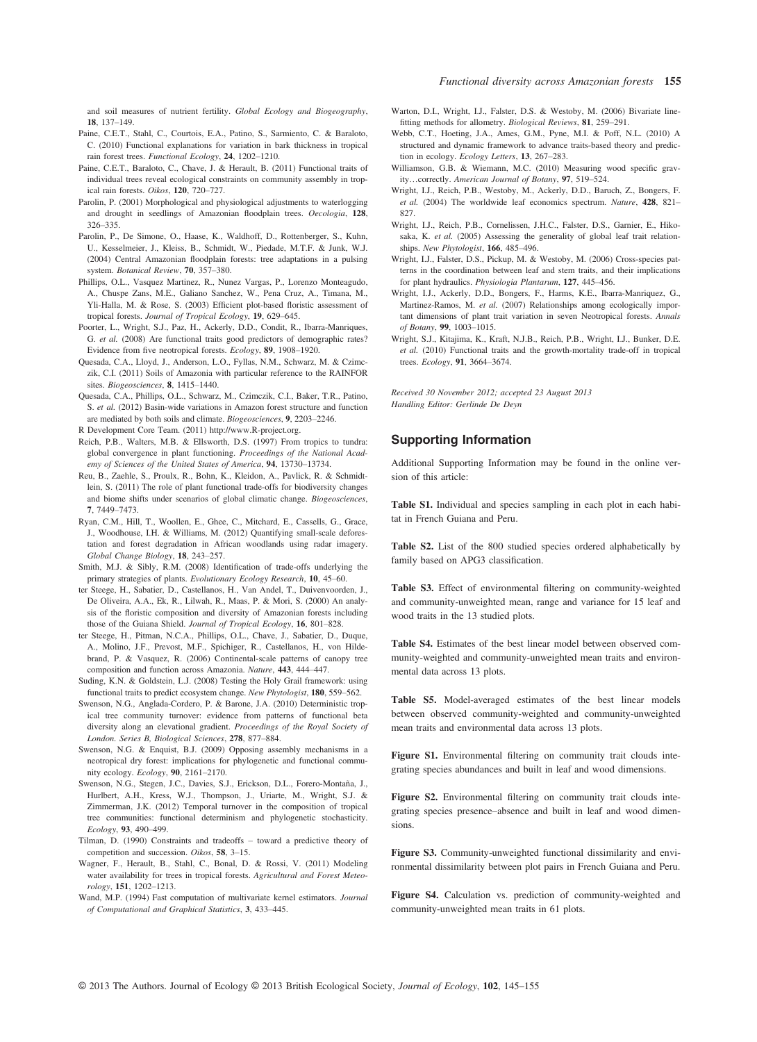and soil measures of nutrient fertility. *Global Ecology and Biogeography*, **18**, 137–149.

Paine, C.E.T., Stahl, C., Courtois, E.A., Patino, S., Sarmiento, C. & Baraloto, C. (2010) Functional explanations for variation in bark thickness in tropical rain forest trees. *Functional Ecology*, **24**, 1202–1210.

Paine, C.E.T., Baraloto, C., Chave, J. & Herault, B. (2011) Functional traits of individual trees reveal ecological constraints on community assembly in tropical rain forests. *Oikos*, **120**, 720–727.

Parolin, P. (2001) Morphological and physiological adjustments to waterlogging and drought in seedlings of Amazonian floodplain trees. *Oecologia*, **128**, 326–335.

Parolin, P., De Simone, O., Haase, K., Waldhoff, D., Rottenberger, S., Kuhn, U., Kesselmeier, J., Kleiss, B., Schmidt, W., Piedade, M.T.F. & Junk, W.J. (2004) Central Amazonian floodplain forests: tree adaptations in a pulsing system. *Botanical Review*, **70**, 357–380.

Phillips, O.L., Vasquez Martinez, R., Nunez Vargas, P., Lorenzo Monteagudo, A., Chuspe Zans, M.E., Galiano Sanchez, W., Pena Cruz, A., Timana, M., Yli-Halla, M. & Rose, S. (2003) Efficient plot-based floristic assessment of tropical forests. *Journal of Tropical Ecology*, **19**, 629–645.

Poorter, L., Wright, S.J., Paz, H., Ackerly, D.D., Condit, R., Ibarra-Manriques, G. *et al.* (2008) Are functional traits good predictors of demographic rates? Evidence from five neotropical forests. *Ecology*, **89**, 1908–1920.

Quesada, C.A., Lloyd, J., Anderson, L.O., Fyllas, N.M., Schwarz, M. & Czimczik, C.I. (2011) Soils of Amazonia with particular reference to the RAINFOR sites. *Biogeosciences*, **8**, 1415–1440.

Quesada, C.A., Phillips, O.L., Schwarz, M., Czimczik, C.I., Baker, T.R., Patino, S. *et al.* (2012) Basin-wide variations in Amazon forest structure and function are mediated by both soils and climate. *Biogeosciences*, **9**, 2203–2246.

R Development Core Team. (2011) http://www.R-project.org.

Reich, P.B., Walters, M.B. & Ellsworth, D.S. (1997) From tropics to tundra: global convergence in plant functioning. *Proceedings of the National Academy of Sciences of the United States of America*, **94**, 13730–13734.

Reu, B., Zaehle, S., Proulx, R., Bohn, K., Kleidon, A., Pavlick, R. & Schmidtlein, S. (2011) The role of plant functional trade-offs for biodiversity changes and biome shifts under scenarios of global climatic change. *Biogeosciences*, **7**, 7449–7473.

Ryan, C.M., Hill, T., Woollen, E., Ghee, C., Mitchard, E., Cassells, G., Grace, J., Woodhouse, I.H. & Williams, M. (2012) Quantifying small-scale deforestation and forest degradation in African woodlands using radar imagery. *Global Change Biology*, **18**, 243–257.

Smith, M.J. & Sibly, R.M. (2008) Identification of trade-offs underlying the primary strategies of plants. *Evolutionary Ecology Research*, **10**, 45–60.

ter Steege, H., Sabatier, D., Castellanos, H., Van Andel, T., Duivenvoorden, J., De Oliveira, A.A., Ek, R., Lilwah, R., Maas, P. & Mori, S. (2000) An analysis of the floristic composition and diversity of Amazonian forests including those of the Guiana Shield. *Journal of Tropical Ecology*, **16**, 801–828.

ter Steege, H., Pitman, N.C.A., Phillips, O.L., Chave, J., Sabatier, D., Duque, A., Molino, J.F., Prevost, M.F., Spichiger, R., Castellanos, H., von Hildebrand, P. & Vasquez, R. (2006) Continental-scale patterns of canopy tree composition and function across Amazonia. *Nature*, **443**, 444–447.

Suding, K.N. & Goldstein, L.J. (2008) Testing the Holy Grail framework: using functional traits to predict ecosystem change. *New Phytologist*, **180**, 559–562.

Swenson, N.G., Anglada-Cordero, P. & Barone, J.A. (2010) Deterministic tropical tree community turnover: evidence from patterns of functional beta diversity along an elevational gradient. *Proceedings of the Royal Society of London. Series B, Biological Sciences*, **278**, 877–884.

Swenson, N.G. & Enquist, B.J. (2009) Opposing assembly mechanisms in a neotropical dry forest: implications for phylogenetic and functional community ecology. *Ecology*, **90**, 2161–2170.

Swenson, N.G., Stegen, J.C., Davies, S.J., Erickson, D.L., Forero-Montaña, J., Hurlbert, A.H., Kress, W.J., Thompson, J., Uriarte, M., Wright, S.J. & Zimmerman, J.K. (2012) Temporal turnover in the composition of tropical tree communities: functional determinism and phylogenetic stochasticity. *Ecology*, **93**, 490–499.

Tilman, D. (1990) Constraints and tradeoffs – toward a predictive theory of competition and succession. *Oikos*, **58**, 3–15.

Wagner, F., Herault, B., Stahl, C., Bonal, D. & Rossi, V. (2011) Modeling water availability for trees in tropical forests. *Agricultural and Forest Meteorology*, **151**, 1202–1213.

Wand, M.P. (1994) Fast computation of multivariate kernel estimators. *Journal of Computational and Graphical Statistics*, **3**, 433–445.

Warton, D.I., Wright, I.J., Falster, D.S. & Westoby, M. (2006) Bivariate line-fitting methods for allometry. *Biological Reviews*, **81**, 259–291.

Webb, C.T., Hoeting, J.A., Ames, G.M., Pyne, M.I. & Poff, N.L. (2010) A structured and dynamic framework to advance traits-based theory and prediction in ecology. *Ecology Letters*, **13**, 267–283.

Williamson, G.B. & Wiemann, M.C. (2010) Measuring wood specific gravity…correctly. *American Journal of Botany*, **97**, 519–524.

Wright, I.J., Reich, P.B., Westoby, M., Ackerly, D.D., Baruch, Z., Bongers, F. *et al.* (2004) The worldwide leaf economics spectrum. *Nature*, **428**, 821–827.

Wright, I.J., Reich, P.B., Cornelissen, J.H.C., Falster, D.S., Garnier, E., Hikosaka, K. *et al.* (2005) Assessing the generality of global leaf trait relationships. *New Phytologist*, **166**, 485–496.

Wright, I.J., Falster, D.S., Pickup, M. & Westoby, M. (2006) Cross-species patterns in the coordination between leaf and stem traits, and their implications for plant hydraulics. *Physiologia Plantarum*, **127**, 445–456.

Wright, I.J., Ackerly, D.D., Bongers, F., Harms, K.E., Ibarra-Manriquez, G., Martinez-Ramos, M. *et al.* (2007) Relationships among ecologically important dimensions of plant trait variation in seven Neotropical forests. *Annals of Botany*, **99**, 1003–1015.

Wright, S.J., Kitajima, K., Kraft, N.J.B., Reich, P.B., Wright, I.J., Bunker, D.E. *et al.* (2010) Functional traits and the growth-mortality trade-off in tropical trees. *Ecology*, **91**, 3664–3674.

*Received 30 November 2012; accepted 23 August 2013*
*Handling Editor: Gerlinde De Deyn*

## Supporting Information

Additional Supporting Information may be found in the online version of this article:

**Table S1.** Individual and species sampling in each plot in each habitat in French Guiana and Peru.

**Table S2.** List of the 800 studied species ordered alphabetically by family based on APG3 classification.

**Table S3.** Effect of environmental filtering on community-weighted and community-unweighted mean, range and variance for 15 leaf and wood traits in the 13 studied plots.

**Table S4.** Estimates of the best linear model between observed community-weighted and community-unweighted mean traits and environmental data across 13 plots.

**Table S5.** Model-averaged estimates of the best linear models between observed community-weighted and community-unweighted mean traits and environmental data across 13 plots.

**Figure S1.** Environmental filtering on community trait clouds integrating species abundances and built in leaf and wood dimensions.

**Figure S2.** Environmental filtering on community trait clouds integrating species presence–absence and built in leaf and wood dimensions.

**Figure S3.** Community-unweighted functional dissimilarity and environmental dissimilarity between plot pairs in French Guiana and Peru.

**Figure S4.** Calculation vs. prediction of community-weighted and community-unweighted mean traits in 61 plots.